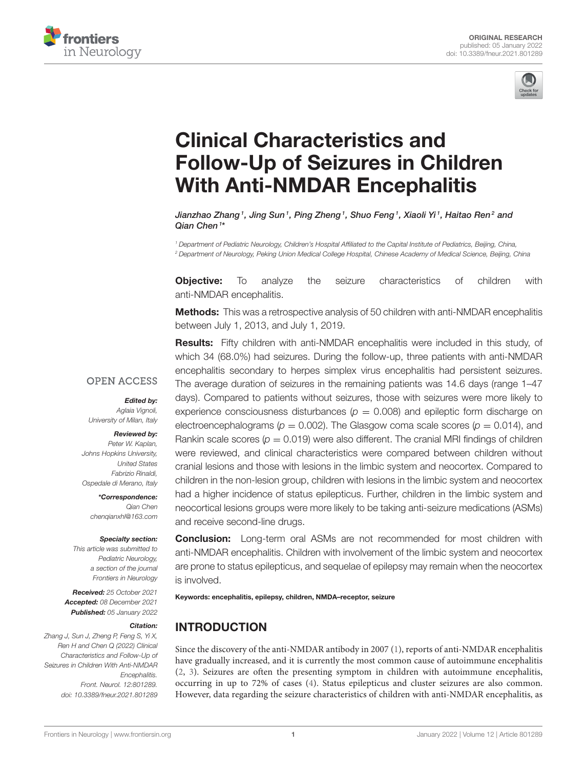ORIGINAL RESEARCH
published: 05 January 2022
doi: 10.3389/fneur.2021.801289

# Clinical Characteristics and Follow-Up of Seizures in Children With Anti-NMDAR Encephalitis

*Jianzhao Zhang[1], Jing Sun[1], Ping Zheng[1], Shuo Feng[1], Xiaoli Yi[1], Haitao Ren[2] and Qian Chen[1]**

[1] Department of Pediatric Neurology, Children's Hospital Affiliated to the Capital Institute of Pediatrics, Beijing, China,
[2] Department of Neurology, Peking Union Medical College Hospital, Chinese Academy of Medical Science, Beijing, China

**Objective:** To analyze the seizure characteristics of children with anti-NMDAR encephalitis.

**Methods:** This was a retrospective analysis of 50 children with anti-NMDAR encephalitis between July 1, 2013, and July 1, 2019.

**Results:** Fifty children with anti-NMDAR encephalitis were included in this study, of which 34 (68.0%) had seizures. During the follow-up, three patients with anti-NMDAR encephalitis secondary to herpes simplex virus encephalitis had persistent seizures. The average duration of seizures in the remaining patients was 14.6 days (range 1–47 days). Compared to patients without seizures, those with seizures were more likely to experience consciousness disturbances ($p = 0.008$) and epileptic form discharge on electroencephalograms ($p = 0.002$). The Glasgow coma scale scores ($p = 0.014$), and Rankin scale scores ($p = 0.019$) were also different. The cranial MRI findings of children were reviewed, and clinical characteristics were compared between children without cranial lesions and those with lesions in the limbic system and neocortex. Compared to children in the non-lesion group, children with lesions in the limbic system and neocortex had a higher incidence of status epilepticus. Further, children in the limbic system and neocortical lesions groups were more likely to be taking anti-seizure medications (ASMs) and receive second-line drugs.

**Conclusion:** Long-term oral ASMs are not recommended for most children with anti-NMDAR encephalitis. Children with involvement of the limbic system and neocortex are prone to status epilepticus, and sequelae of epilepsy may remain when the neocortex is involved.

**Keywords:** encephalitis, epilepsy, children, NMDA–receptor, seizure

OPEN ACCESS

***Edited by:***
*Aglaia Vignoli,*
*University of Milan, Italy*

***Reviewed by:***
*Peter W. Kaplan,*
*Johns Hopkins University, United States*
*Fabrizio Rinaldi,*
*Ospedale di Merano, Italy*

****Correspondence:***
*Qian Chen*
*chenqianxhl@163.com*

***Specialty section:***
*This article was submitted to Pediatric Neurology, a section of the journal Frontiers in Neurology*

***Received:*** *25 October 2021*
***Accepted:*** *08 December 2021*
***Published:*** *05 January 2022*

***Citation:***
*Zhang J, Sun J, Zheng P, Feng S, Yi X, Ren H and Chen Q (2022) Clinical Characteristics and Follow-Up of Seizures in Children With Anti-NMDAR Encephalitis. Front. Neurol. 12:801289. doi: 10.3389/fneur.2021.801289*

## INTRODUCTION

Since the discovery of the anti-NMDAR antibody in 2007 (1), reports of anti-NMDAR encephalitis have gradually increased, and it is currently the most common cause of autoimmune encephalitis (2, 3). Seizures are often the presenting symptom in children with autoimmune encephalitis, occurring in up to 72% of cases (4). Status epilepticus and cluster seizures are also common. However, data regarding the seizure characteristics of children with anti-NMDAR encephalitis, as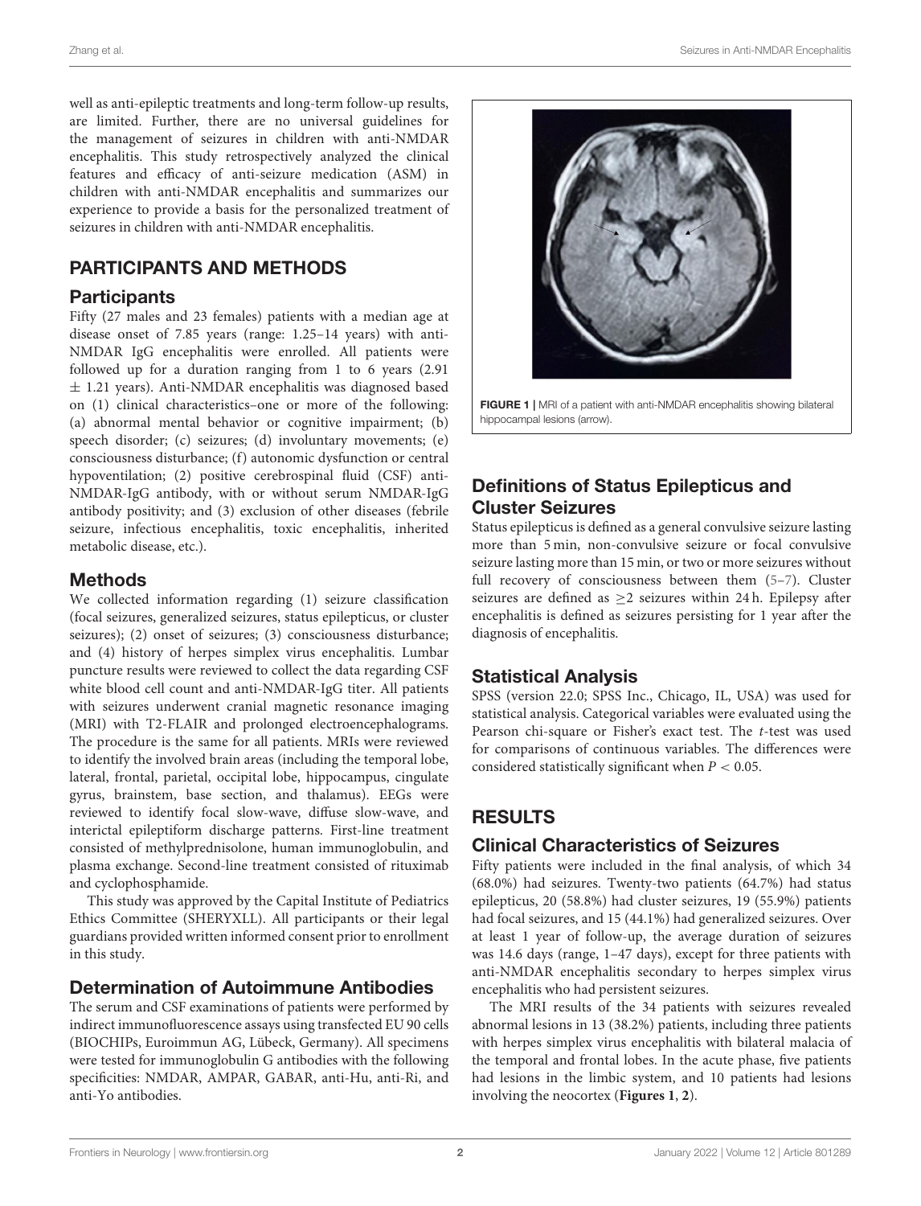well as anti-epileptic treatments and long-term follow-up results, are limited. Further, there are no universal guidelines for the management of seizures in children with anti-NMDAR encephalitis. This study retrospectively analyzed the clinical features and efficacy of anti-seizure medication (ASM) in children with anti-NMDAR encephalitis and summarizes our experience to provide a basis for the personalized treatment of seizures in children with anti-NMDAR encephalitis.

## PARTICIPANTS AND METHODS

### Participants

Fifty (27 males and 23 females) patients with a median age at disease onset of 7.85 years (range: 1.25–14 years) with anti-NMDAR IgG encephalitis were enrolled. All patients were followed up for a duration ranging from 1 to 6 years (2.91 ± 1.21 years). Anti-NMDAR encephalitis was diagnosed based on (1) clinical characteristics–one or more of the following: (a) abnormal mental behavior or cognitive impairment; (b) speech disorder; (c) seizures; (d) involuntary movements; (e) consciousness disturbance; (f) autonomic dysfunction or central hypoventilation; (2) positive cerebrospinal fluid (CSF) anti-NMDAR-IgG antibody, with or without serum NMDAR-IgG antibody positivity; and (3) exclusion of other diseases (febrile seizure, infectious encephalitis, toxic encephalitis, inherited metabolic disease, etc.).

### Methods

We collected information regarding (1) seizure classification (focal seizures, generalized seizures, status epilepticus, or cluster seizures); (2) onset of seizures; (3) consciousness disturbance; and (4) history of herpes simplex virus encephalitis. Lumbar puncture results were reviewed to collect the data regarding CSF white blood cell count and anti-NMDAR-IgG titer. All patients with seizures underwent cranial magnetic resonance imaging (MRI) with T2-FLAIR and prolonged electroencephalograms. The procedure is the same for all patients. MRIs were reviewed to identify the involved brain areas (including the temporal lobe, lateral, frontal, parietal, occipital lobe, hippocampus, cingulate gyrus, brainstem, base section, and thalamus). EEGs were reviewed to identify focal slow-wave, diffuse slow-wave, and interictal epileptiform discharge patterns. First-line treatment consisted of methylprednisolone, human immunoglobulin, and plasma exchange. Second-line treatment consisted of rituximab and cyclophosphamide.

This study was approved by the Capital Institute of Pediatrics Ethics Committee (SHERYXLL). All participants or their legal guardians provided written informed consent prior to enrollment in this study.

### Determination of Autoimmune Antibodies

The serum and CSF examinations of patients were performed by indirect immunofluorescence assays using transfected EU 90 cells (BIOCHIPs, Euroimmun AG, Lübeck, Germany). All specimens were tested for immunoglobulin G antibodies with the following specificities: NMDAR, AMPAR, GABAR, anti-Hu, anti-Ri, and anti-Yo antibodies.

**FIGURE 1 |** MRI of a patient with anti-NMDAR encephalitis showing bilateral hippocampal lesions (arrow).

### Definitions of Status Epilepticus and Cluster Seizures

Status epilepticus is defined as a general convulsive seizure lasting more than 5 min, non-convulsive seizure or focal convulsive seizure lasting more than 15 min, or two or more seizures without full recovery of consciousness between them (5–7). Cluster seizures are defined as ≥2 seizures within 24 h. Epilepsy after encephalitis is defined as seizures persisting for 1 year after the diagnosis of encephalitis.

### Statistical Analysis

SPSS (version 22.0; SPSS Inc., Chicago, IL, USA) was used for statistical analysis. Categorical variables were evaluated using the Pearson chi-square or Fisher's exact test. The *t*-test was used for comparisons of continuous variables. The differences were considered statistically significant when $P < 0.05$.

## RESULTS

### Clinical Characteristics of Seizures

Fifty patients were included in the final analysis, of which 34 (68.0%) had seizures. Twenty-two patients (64.7%) had status epilepticus, 20 (58.8%) had cluster seizures, 19 (55.9%) patients had focal seizures, and 15 (44.1%) had generalized seizures. Over at least 1 year of follow-up, the average duration of seizures was 14.6 days (range, 1–47 days), except for three patients with anti-NMDAR encephalitis secondary to herpes simplex virus encephalitis who had persistent seizures.

The MRI results of the 34 patients with seizures revealed abnormal lesions in 13 (38.2%) patients, including three patients with herpes simplex virus encephalitis with bilateral malacia of the temporal and frontal lobes. In the acute phase, five patients had lesions in the limbic system, and 10 patients had lesions involving the neocortex (**Figures 1**, **2**).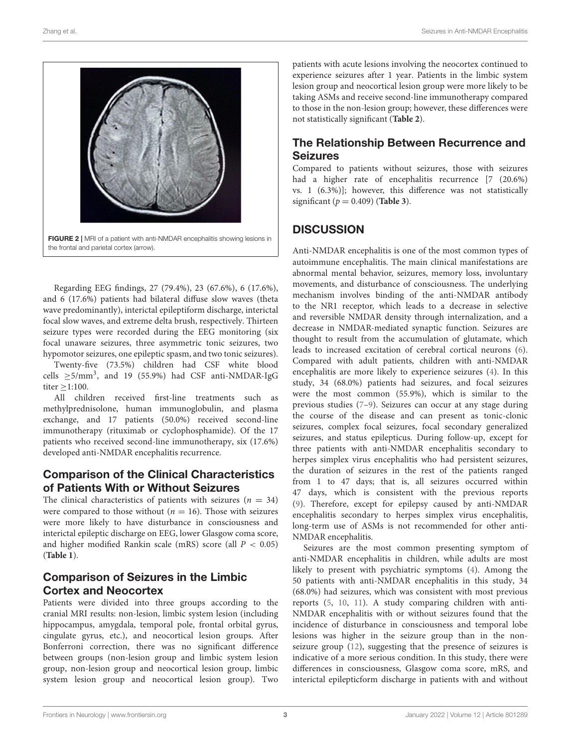FIGURE 2 | MRI of a patient with anti-NMDAR encephalitis showing lesions in the frontal and parietal cortex (arrow).

Regarding EEG findings, 27 (79.4%), 23 (67.6%), 6 (17.6%), and 6 (17.6%) patients had bilateral diffuse slow waves (theta wave predominantly), interictal epileptiform discharge, interictal focal slow waves, and extreme delta brush, respectively. Thirteen seizure types were recorded during the EEG monitoring (six focal unaware seizures, three asymmetric tonic seizures, two hypomotor seizures, one epileptic spasm, and two tonic seizures).

Twenty-five (73.5%) children had CSF white blood cells $\geq$5/mm$^3$, and 19 (55.9%) had CSF anti-NMDAR-IgG titer $\geq$1:100.

All children received first-line treatments such as methylprednisolone, human immunoglobulin, and plasma exchange, and 17 patients (50.0%) received second-line immunotherapy (rituximab or cyclophosphamide). Of the 17 patients who received second-line immunotherapy, six (17.6%) developed anti-NMDAR encephalitis recurrence.

## Comparison of the Clinical Characteristics of Patients With or Without Seizures

The clinical characteristics of patients with seizures ($n = 34$) were compared to those without ($n = 16$). Those with seizures were more likely to have disturbance in consciousness and interictal epileptic discharge on EEG, lower Glasgow coma score, and higher modified Rankin scale (mRS) score (all $P < 0.05$) (**Table 1**).

## Comparison of Seizures in the Limbic Cortex and Neocortex

Patients were divided into three groups according to the cranial MRI results: non-lesion, limbic system lesion (including hippocampus, amygdala, temporal pole, frontal orbital gyrus, cingulate gyrus, etc.), and neocortical lesion groups. After Bonferroni correction, there was no significant difference between groups (non-lesion group and limbic system lesion group, non-lesion group and neocortical lesion group, limbic system lesion group and neocortical lesion group). Two patients with acute lesions involving the neocortex continued to experience seizures after 1 year. Patients in the limbic system lesion group and neocortical lesion group were more likely to be taking ASMs and receive second-line immunotherapy compared to those in the non-lesion group; however, these differences were not statistically significant (**Table 2**).

## The Relationship Between Recurrence and Seizures

Compared to patients without seizures, those with seizures had a higher rate of encephalitis recurrence [7 (20.6%) vs. 1 (6.3%)]; however, this difference was not statistically significant ($p = 0.409$) (**Table 3**).

# DISCUSSION

Anti-NMDAR encephalitis is one of the most common types of autoimmune encephalitis. The main clinical manifestations are abnormal mental behavior, seizures, memory loss, involuntary movements, and disturbance of consciousness. The underlying mechanism involves binding of the anti-NMDAR antibody to the NR1 receptor, which leads to a decrease in selective and reversible NMDAR density through internalization, and a decrease in NMDAR-mediated synaptic function. Seizures are thought to result from the accumulation of glutamate, which leads to increased excitation of cerebral cortical neurons (6). Compared with adult patients, children with anti-NMDAR encephalitis are more likely to experience seizures (4). In this study, 34 (68.0%) patients had seizures, and focal seizures were the most common (55.9%), which is similar to the previous studies (7–9). Seizures can occur at any stage during the course of the disease and can present as tonic-clonic seizures, complex focal seizures, focal secondary generalized seizures, and status epilepticus. During follow-up, except for three patients with anti-NMDAR encephalitis secondary to herpes simplex virus encephalitis who had persistent seizures, the duration of seizures in the rest of the patients ranged from 1 to 47 days; that is, all seizures occurred within 47 days, which is consistent with the previous reports (9). Therefore, except for epilepsy caused by anti-NMDAR encephalitis secondary to herpes simplex virus encephalitis, long-term use of ASMs is not recommended for other anti-NMDAR encephalitis.

Seizures are the most common presenting symptom of anti-NMDAR encephalitis in children, while adults are most likely to present with psychiatric symptoms (4). Among the 50 patients with anti-NMDAR encephalitis in this study, 34 (68.0%) had seizures, which was consistent with most previous reports (5, 10, 11). A study comparing children with anti-NMDAR encephalitis with or without seizures found that the incidence of disturbance in consciousness and temporal lobe lesions was higher in the seizure group than in the non-seizure group (12), suggesting that the presence of seizures is indicative of a more serious condition. In this study, there were differences in consciousness, Glasgow coma score, mRS, and interictal epilepticform discharge in patients with and without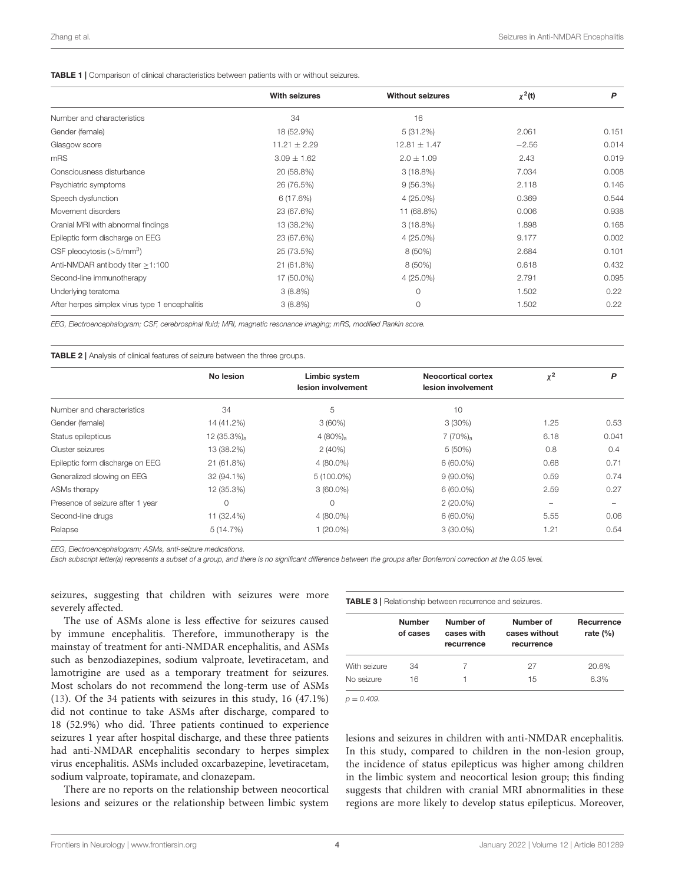**TABLE 1 |** Comparison of clinical characteristics between patients with or without seizures.

| | With seizures | Without seizures | $\chi^2$(t) | P |
|---|---|---|---|---|
| Number and characteristics | 34 | 16 | | |
| Gender (female) | 18 (52.9%) | 5 (31.2%) | 2.061 | 0.151 |
| Glasgow score | 11.21 ± 2.29 | 12.81 ± 1.47 | −2.56 | 0.014 |
| mRS | 3.09 ± 1.62 | 2.0 ± 1.09 | 2.43 | 0.019 |
| Consciousness disturbance | 20 (58.8%) | 3 (18.8%) | 7.034 | 0.008 |
| Psychiatric symptoms | 26 (76.5%) | 9 (56.3%) | 2.118 | 0.146 |
| Speech dysfunction | 6 (17.6%) | 4 (25.0%) | 0.369 | 0.544 |
| Movement disorders | 23 (67.6%) | 11 (68.8%) | 0.006 | 0.938 |
| Cranial MRI with abnormal findings | 13 (38.2%) | 3 (18.8%) | 1.898 | 0.168 |
| Epileptic form discharge on EEG | 23 (67.6%) | 4 (25.0%) | 9.177 | 0.002 |
| CSF pleocytosis (>5/mm$^3$) | 25 (73.5%) | 8 (50%) | 2.684 | 0.101 |
| Anti-NMDAR antibody titer ≥1:100 | 21 (61.8%) | 8 (50%) | 0.618 | 0.432 |
| Second-line immunotherapy | 17 (50.0%) | 4 (25.0%) | 2.791 | 0.095 |
| Underlying teratoma | 3 (8.8%) | 0 | 1.502 | 0.22 |
| After herpes simplex virus type 1 encephalitis | 3 (8.8%) | 0 | 1.502 | 0.22 |

*EEG, Electroencephalogram; CSF, cerebrospinal fluid; MRI, magnetic resonance imaging; mRS, modified Rankin score.*

**TABLE 2 |** Analysis of clinical features of seizure between the three groups.

| | No lesion | Limbic system lesion involvement | Neocortical cortex lesion involvement | $\chi^2$ | P |
|---|---|---|---|---|---|
| Number and characteristics | 34 | 5 | 10 | | |
| Gender (female) | 14 (41.2%) | 3 (60%) | 3 (30%) | 1.25 | 0.53 |
| Status epilepticus | 12 (35.3%)$_a$ | 4 (80%)$_a$ | 7 (70%)$_a$ | 6.18 | 0.041 |
| Cluster seizures | 13 (38.2%) | 2 (40%) | 5 (50%) | 0.8 | 0.4 |
| Epileptic form discharge on EEG | 21 (61.8%) | 4 (80.0%) | 6 (60.0%) | 0.68 | 0.71 |
| Generalized slowing on EEG | 32 (94.1%) | 5 (100.0%) | 9 (90.0%) | 0.59 | 0.74 |
| ASMs therapy | 12 (35.3%) | 3 (60.0%) | 6 (60.0%) | 2.59 | 0.27 |
| Presence of seizure after 1 year | 0 | 0 | 2 (20.0%) | – | – |
| Second-line drugs | 11 (32.4%) | 4 (80.0%) | 6 (60.0%) | 5.55 | 0.06 |
| Relapse | 5 (14.7%) | 1 (20.0%) | 3 (30.0%) | 1.21 | 0.54 |

*EEG, Electroencephalogram; ASMs, anti-seizure medications.*

*Each subscript letter(a) represents a subset of a group, and there is no significant difference between the groups after Bonferroni correction at the 0.05 level.*

seizures, suggesting that children with seizures were more severely affected.

The use of ASMs alone is less effective for seizures caused by immune encephalitis. Therefore, immunotherapy is the mainstay of treatment for anti-NMDAR encephalitis, and ASMs such as benzodiazepines, sodium valproate, levetiracetam, and lamotrigine are used as a temporary treatment for seizures. Most scholars do not recommend the long-term use of ASMs (13). Of the 34 patients with seizures in this study, 16 (47.1%) did not continue to take ASMs after discharge, compared to 18 (52.9%) who did. Three patients continued to experience seizures 1 year after hospital discharge, and these three patients had anti-NMDAR encephalitis secondary to herpes simplex virus encephalitis. ASMs included oxcarbazepine, levetiracetam, sodium valproate, topiramate, and clonazepam.

There are no reports on the relationship between neocortical lesions and seizures or the relationship between limbic system lesions and seizures in children with anti-NMDAR encephalitis. In this study, compared to children in the non-lesion group, the incidence of status epilepticus was higher among children in the limbic system and neocortical lesion group; this finding suggests that children with cranial MRI abnormalities in these regions are more likely to develop status epilepticus. Moreover,

**TABLE 3 |** Relationship between recurrence and seizures.

| | Number of cases | Number of cases with recurrence | Number of cases without recurrence | Recurrence rate (%) |
|---|---|---|---|---|
| With seizure | 34 | 7 | 27 | 20.6% |
| No seizure | 16 | 1 | 15 | 6.3% |

*$p = 0.409$.*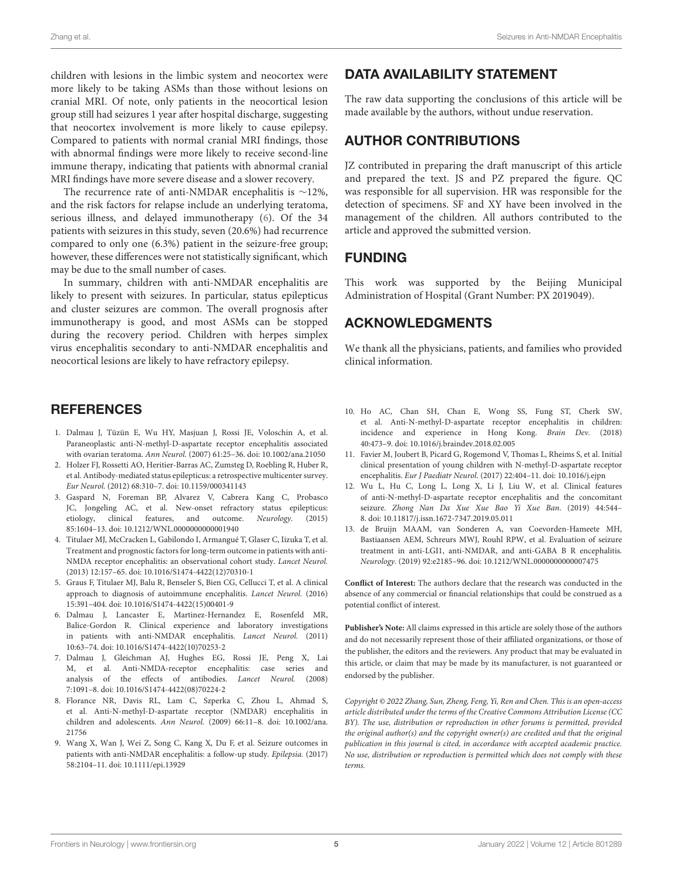children with lesions in the limbic system and neocortex were more likely to be taking ASMs than those without lesions on cranial MRI. Of note, only patients in the neocortical lesion group still had seizures 1 year after hospital discharge, suggesting that neocortex involvement is more likely to cause epilepsy. Compared to patients with normal cranial MRI findings, those with abnormal findings were more likely to receive second-line immune therapy, indicating that patients with abnormal cranial MRI findings have more severe disease and a slower recovery.

The recurrence rate of anti-NMDAR encephalitis is ∼12%, and the risk factors for relapse include an underlying teratoma, serious illness, and delayed immunotherapy (6). Of the 34 patients with seizures in this study, seven (20.6%) had recurrence compared to only one (6.3%) patient in the seizure-free group; however, these differences were not statistically significant, which may be due to the small number of cases.

In summary, children with anti-NMDAR encephalitis are likely to present with seizures. In particular, status epilepticus and cluster seizures are common. The overall prognosis after immunotherapy is good, and most ASMs can be stopped during the recovery period. Children with herpes simplex virus encephalitis secondary to anti-NMDAR encephalitis and neocortical lesions are likely to have refractory epilepsy.

## DATA AVAILABILITY STATEMENT

The raw data supporting the conclusions of this article will be made available by the authors, without undue reservation.

## AUTHOR CONTRIBUTIONS

JZ contributed in preparing the draft manuscript of this article and prepared the text. JS and PZ prepared the figure. QC was responsible for all supervision. HR was responsible for the detection of specimens. SF and XY have been involved in the management of the children. All authors contributed to the article and approved the submitted version.

## FUNDING

This work was supported by the Beijing Municipal Administration of Hospital (Grant Number: PX 2019049).

## ACKNOWLEDGMENTS

We thank all the physicians, patients, and families who provided clinical information.

## REFERENCES

1. Dalmau J, Tüzün E, Wu HY, Masjuan J, Rossi JE, Voloschin A, et al. Paraneoplastic anti-N-methyl-D-aspartate receptor encephalitis associated with ovarian teratoma. *Ann Neurol.* (2007) 61:25–36. doi: 10.1002/ana.21050
2. Holzer FJ, Rossetti AO, Heritier-Barras AC, Zumsteg D, Roebling R, Huber R, et al. Antibody-mediated status epilepticus: a retrospective multicenter survey. *Eur Neurol.* (2012) 68:310–7. doi: 10.1159/000341143
3. Gaspard N, Foreman BP, Alvarez V, Cabrera Kang C, Probasco JC, Jongeling AC, et al. New-onset refractory status epilepticus: etiology, clinical features, and outcome. *Neurology.* (2015) 85:1604–13. doi: 10.1212/WNL.0000000000001940
4. Titulaer MJ, McCracken L, Gabilondo I, Armangué T, Glaser C, Iizuka T, et al. Treatment and prognostic factors for long-term outcome in patients with anti-NMDA receptor encephalitis: an observational cohort study. *Lancet Neurol.* (2013) 12:157–65. doi: 10.1016/S1474-4422(12)70310-1
5. Graus F, Titulaer MJ, Balu R, Benseler S, Bien CG, Cellucci T, et al. A clinical approach to diagnosis of autoimmune encephalitis. *Lancet Neurol.* (2016) 15:391–404. doi: 10.1016/S1474-4422(15)00401-9
6. Dalmau J, Lancaster E, Martinez-Hernandez E, Rosenfeld MR, Balice-Gordon R. Clinical experience and laboratory investigations in patients with anti-NMDAR encephalitis. *Lancet Neurol.* (2011) 10:63–74. doi: 10.1016/S1474-4422(10)70253-2
7. Dalmau J, Gleichman AJ, Hughes EG, Rossi JE, Peng X, Lai M, et al. Anti-NMDA-receptor encephalitis: case series and analysis of the effects of antibodies. *Lancet Neurol.* (2008) 7:1091–8. doi: 10.1016/S1474-4422(08)70224-2
8. Florance NR, Davis RL, Lam C, Szperka C, Zhou L, Ahmad S, et al. Anti-N-methyl-D-aspartate receptor (NMDAR) encephalitis in children and adolescents. *Ann Neurol.* (2009) 66:11–8. doi: 10.1002/ana.21756
9. Wang X, Wan J, Wei Z, Song C, Kang X, Du F, et al. Seizure outcomes in patients with anti-NMDAR encephalitis: a follow-up study. *Epilepsia.* (2017) 58:2104–11. doi: 10.1111/epi.13929
10. Ho AC, Chan SH, Chan E, Wong SS, Fung ST, Cherk SW, et al. Anti-N-methyl-D-aspartate receptor encephalitis in children: incidence and experience in Hong Kong. *Brain Dev.* (2018) 40:473–9. doi: 10.1016/j.braindev.2018.02.005
11. Favier M, Joubert B, Picard G, Rogemond V, Thomas L, Rheims S, et al. Initial clinical presentation of young children with N-methyl-D-aspartate receptor encephalitis. *Eur J Paediatr Neurol.* (2017) 22:404–11. doi: 10.1016/j.ejpn
12. Wu L, Hu C, Long L, Long X, Li J, Liu W, et al. Clinical features of anti-N-methyl-D-aspartate receptor encephalitis and the concomitant seizure. *Zhong Nan Da Xue Xue Bao Yi Xue Ban.* (2019) 44:544–8. doi: 10.11817/j.issn.1672-7347.2019.05.011
13. de Bruijn MAAM, van Sonderen A, van Coevorden-Hameete MH, Bastiaansen AEM, Schreurs MWJ, Rouhl RPW, et al. Evaluation of seizure treatment in anti-LGI1, anti-NMDAR, and anti-GABA B R encephalitis. *Neurology.* (2019) 92:e2185–96. doi: 10.1212/WNL.0000000000007475

**Conflict of Interest:** The authors declare that the research was conducted in the absence of any commercial or financial relationships that could be construed as a potential conflict of interest.

**Publisher's Note:** All claims expressed in this article are solely those of the authors and do not necessarily represent those of their affiliated organizations, or those of the publisher, the editors and the reviewers. Any product that may be evaluated in this article, or claim that may be made by its manufacturer, is not guaranteed or endorsed by the publisher.

*Copyright © 2022 Zhang, Sun, Zheng, Feng, Yi, Ren and Chen. This is an open-access article distributed under the terms of the Creative Commons Attribution License (CC BY). The use, distribution or reproduction in other forums is permitted, provided the original author(s) and the copyright owner(s) are credited and that the original publication in this journal is cited, in accordance with accepted academic practice. No use, distribution or reproduction is permitted which does not comply with these terms.*